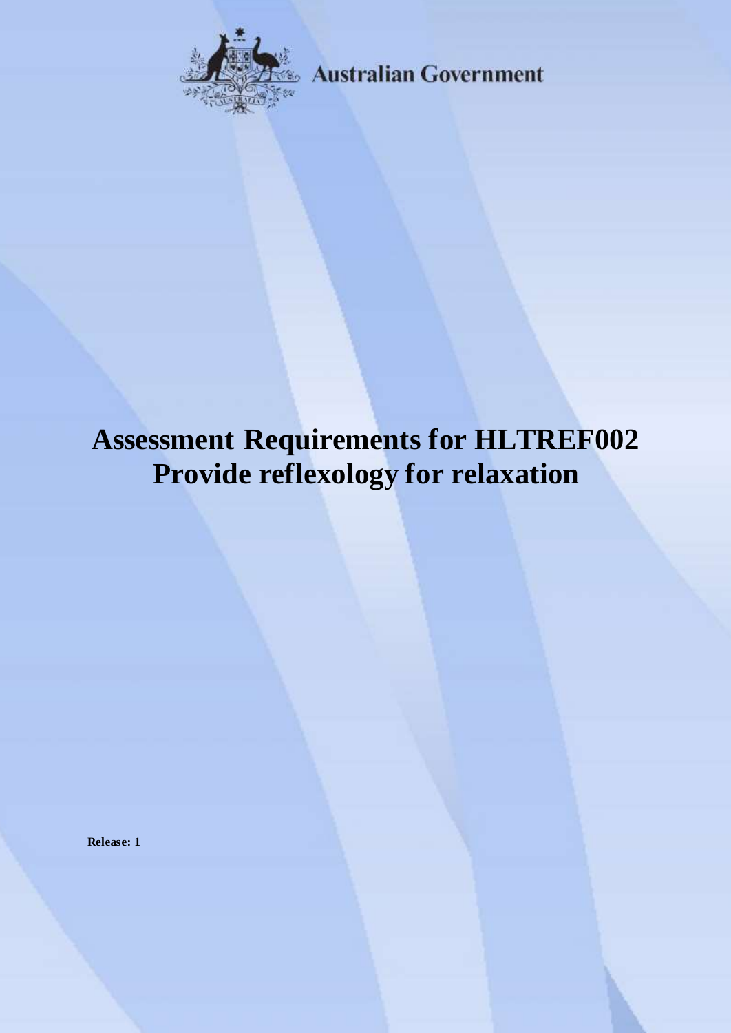Australian Government

# Assessment Requirements for HLTREF002 Provide reflexology for relaxation

**Release: 1**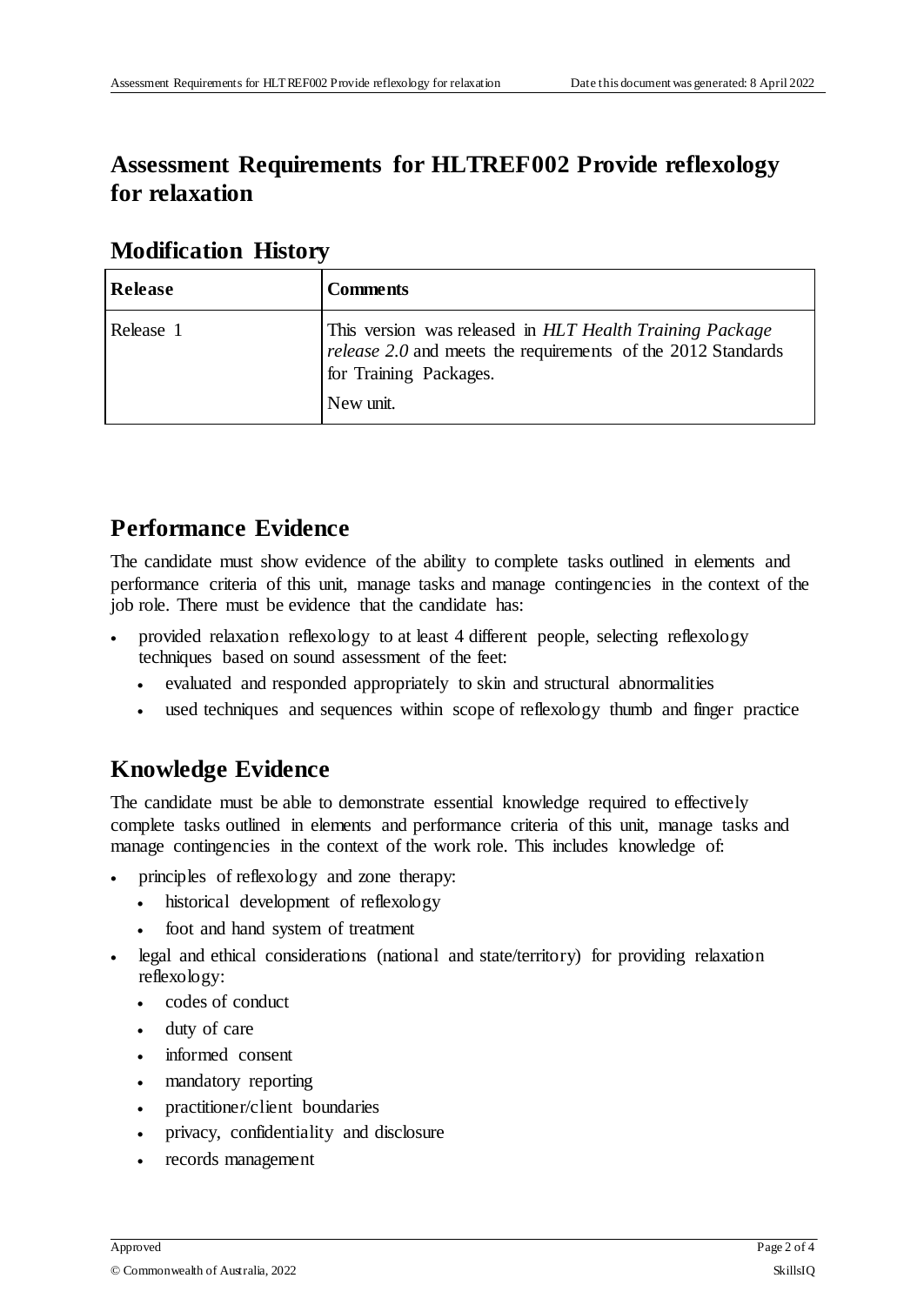# Assessment Requirements for HLTREF002 Provide reflexology for relaxation

## Modification History

| Release | Comments |
|---|---|
| Release 1 | This version was released in *HLT Health Training Package release 2.0* and meets the requirements of the 2012 Standards for Training Packages.<br><br>New unit. |

## Performance Evidence

The candidate must show evidence of the ability to complete tasks outlined in elements and performance criteria of this unit, manage tasks and manage contingencies in the context of the job role. There must be evidence that the candidate has:

- provided relaxation reflexology to at least 4 different people, selecting reflexology techniques based on sound assessment of the feet:
  - evaluated and responded appropriately to skin and structural abnormalities
  - used techniques and sequences within scope of reflexology thumb and finger practice

## Knowledge Evidence

The candidate must be able to demonstrate essential knowledge required to effectively complete tasks outlined in elements and performance criteria of this unit, manage tasks and manage contingencies in the context of the work role. This includes knowledge of:

- principles of reflexology and zone therapy:
  - historical development of reflexology
  - foot and hand system of treatment
- legal and ethical considerations (national and state/territory) for providing relaxation reflexology:
  - codes of conduct
  - duty of care
  - informed consent
  - mandatory reporting
  - practitioner/client boundaries
  - privacy, confidentiality and disclosure
  - records management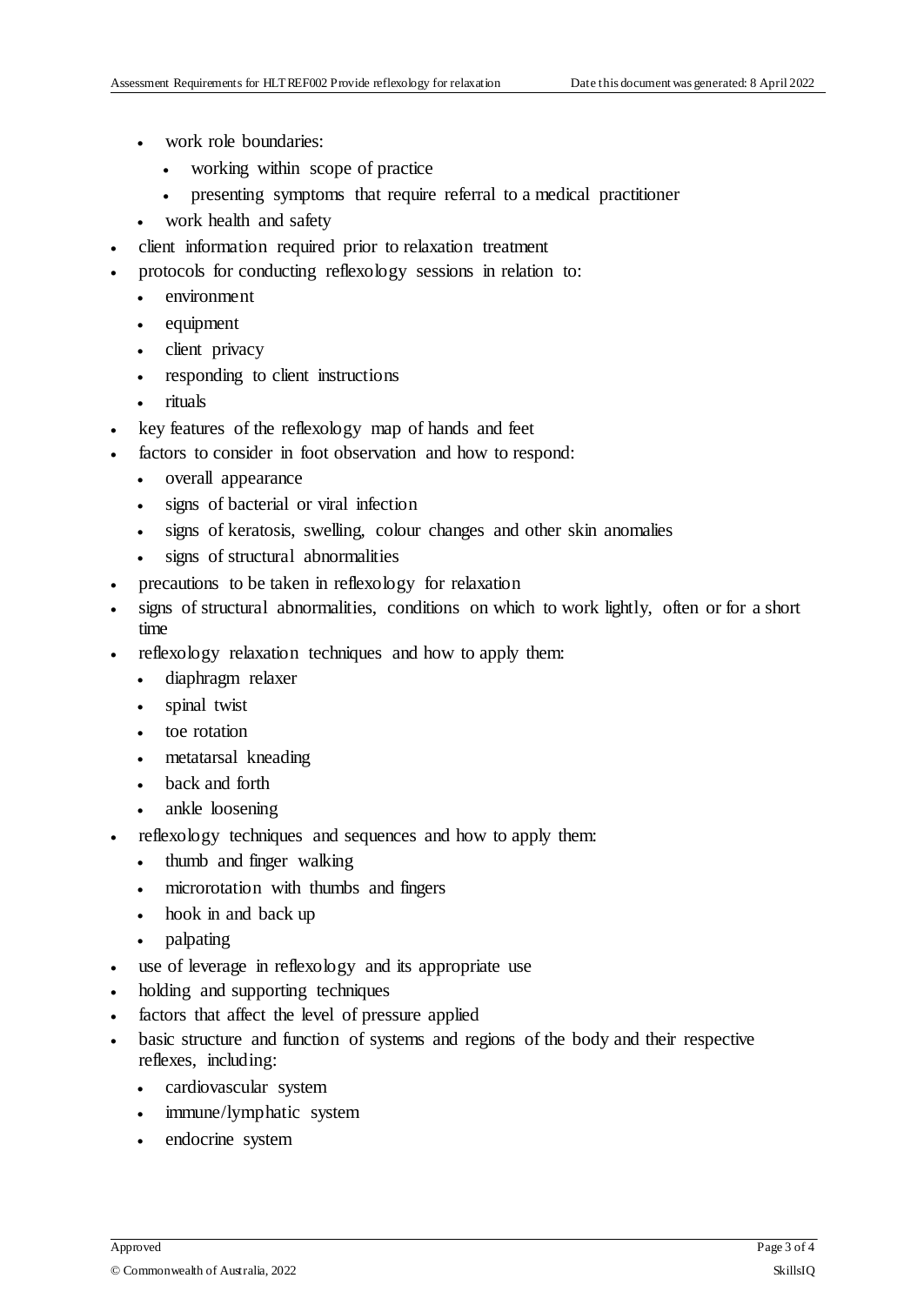- work role boundaries:
    - working within scope of practice
    - presenting symptoms that require referral to a medical practitioner
  - work health and safety
- client information required prior to relaxation treatment
- protocols for conducting reflexology sessions in relation to:
  - environment
  - equipment
  - client privacy
  - responding to client instructions
  - rituals
- key features of the reflexology map of hands and feet
- factors to consider in foot observation and how to respond:
  - overall appearance
  - signs of bacterial or viral infection
  - signs of keratosis, swelling, colour changes and other skin anomalies
  - signs of structural abnormalities
- precautions to be taken in reflexology for relaxation
- signs of structural abnormalities, conditions on which to work lightly, often or for a short time
- reflexology relaxation techniques and how to apply them:
  - diaphragm relaxer
  - spinal twist
  - toe rotation
  - metatarsal kneading
  - back and forth
  - ankle loosening
- reflexology techniques and sequences and how to apply them:
  - thumb and finger walking
  - microrotation with thumbs and fingers
  - hook in and back up
  - palpating
- use of leverage in reflexology and its appropriate use
- holding and supporting techniques
- factors that affect the level of pressure applied
- basic structure and function of systems and regions of the body and their respective reflexes, including:
  - cardiovascular system
  - immune/lymphatic system
  - endocrine system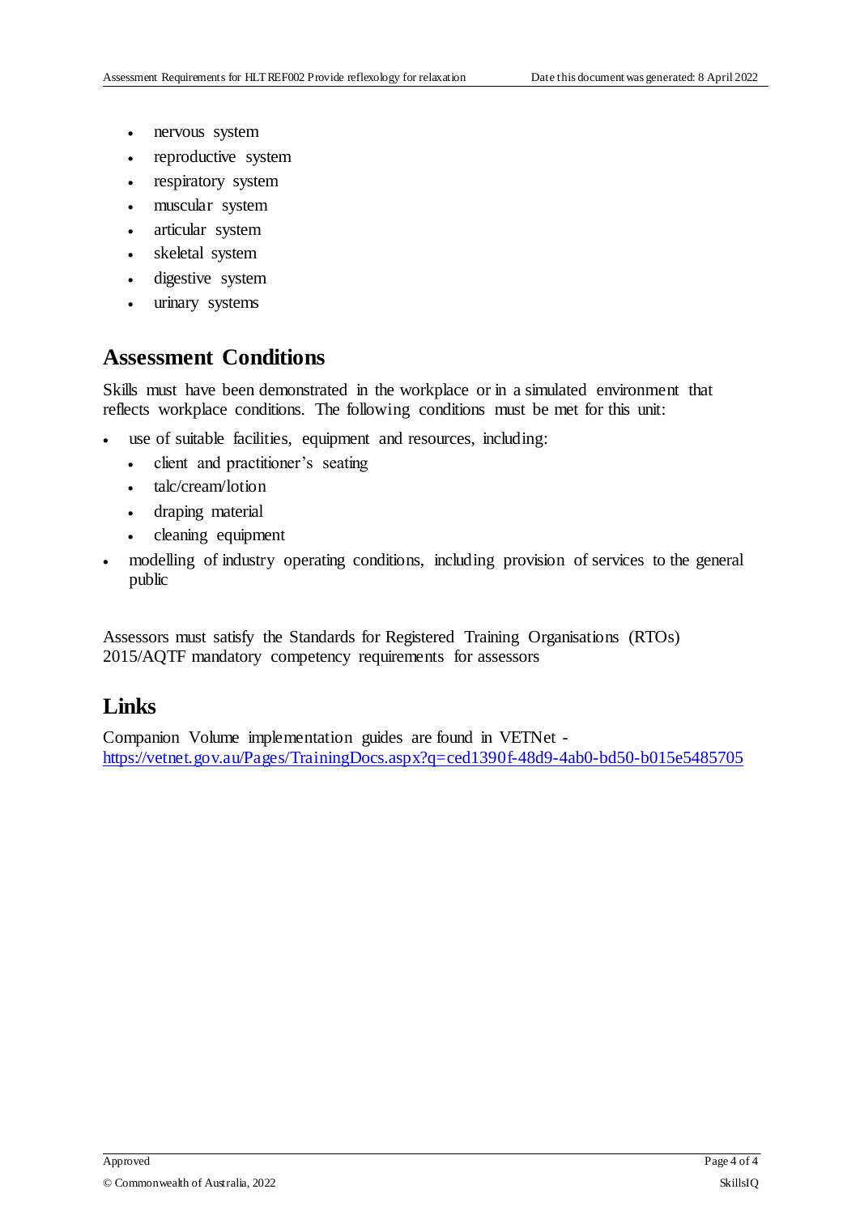- nervous system
- reproductive system
- respiratory system
- muscular system
- articular system
- skeletal system
- digestive system
- urinary systems

## Assessment Conditions

Skills must have been demonstrated in the workplace or in a simulated environment that reflects workplace conditions. The following conditions must be met for this unit:

- use of suitable facilities, equipment and resources, including:
  - client and practitioner's seating
  - talc/cream/lotion
  - draping material
  - cleaning equipment
- modelling of industry operating conditions, including provision of services to the general public

Assessors must satisfy the Standards for Registered Training Organisations (RTOs) 2015/AQTF mandatory competency requirements for assessors

## Links

Companion Volume implementation guides are found in VETNet - https://vetnet.gov.au/Pages/TrainingDocs.aspx?q=ced1390f-48d9-4ab0-bd50-b015e5485705